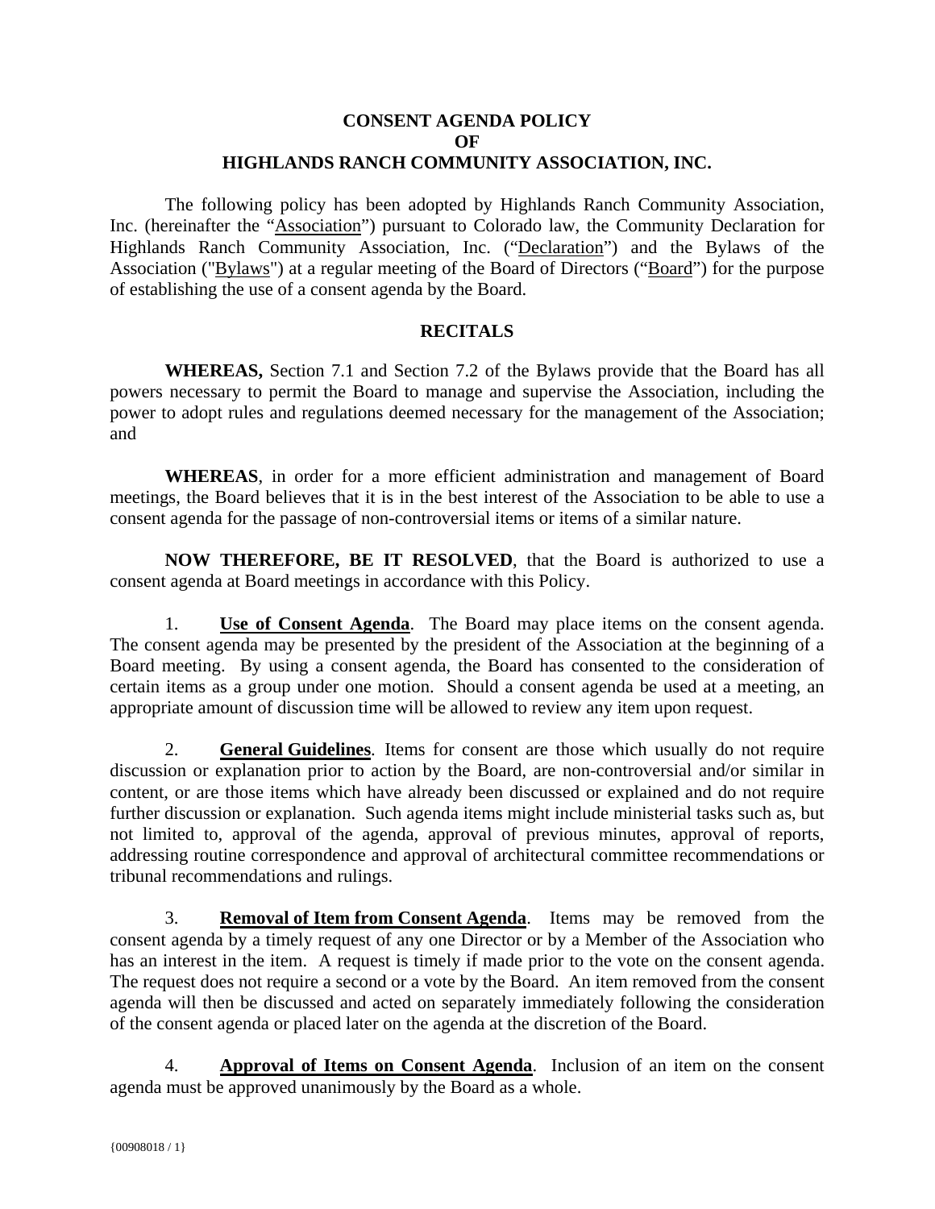# CONSENT AGENDA POLICY
# OF
# HIGHLANDS RANCH COMMUNITY ASSOCIATION, INC.

The following policy has been adopted by Highlands Ranch Community Association, Inc. (hereinafter the "Association") pursuant to Colorado law, the Community Declaration for Highlands Ranch Community Association, Inc. ("Declaration") and the Bylaws of the Association ("Bylaws") at a regular meeting of the Board of Directors ("Board") for the purpose of establishing the use of a consent agenda by the Board.

## RECITALS

**WHEREAS,** Section 7.1 and Section 7.2 of the Bylaws provide that the Board has all powers necessary to permit the Board to manage and supervise the Association, including the power to adopt rules and regulations deemed necessary for the management of the Association; and

**WHEREAS**, in order for a more efficient administration and management of Board meetings, the Board believes that it is in the best interest of the Association to be able to use a consent agenda for the passage of non-controversial items or items of a similar nature.

**NOW THEREFORE, BE IT RESOLVED**, that the Board is authorized to use a consent agenda at Board meetings in accordance with this Policy.

1. **Use of Consent Agenda**. The Board may place items on the consent agenda. The consent agenda may be presented by the president of the Association at the beginning of a Board meeting. By using a consent agenda, the Board has consented to the consideration of certain items as a group under one motion. Should a consent agenda be used at a meeting, an appropriate amount of discussion time will be allowed to review any item upon request.

2. **General Guidelines**. Items for consent are those which usually do not require discussion or explanation prior to action by the Board, are non-controversial and/or similar in content, or are those items which have already been discussed or explained and do not require further discussion or explanation. Such agenda items might include ministerial tasks such as, but not limited to, approval of the agenda, approval of previous minutes, approval of reports, addressing routine correspondence and approval of architectural committee recommendations or tribunal recommendations and rulings.

3. **Removal of Item from Consent Agenda**. Items may be removed from the consent agenda by a timely request of any one Director or by a Member of the Association who has an interest in the item. A request is timely if made prior to the vote on the consent agenda. The request does not require a second or a vote by the Board. An item removed from the consent agenda will then be discussed and acted on separately immediately following the consideration of the consent agenda or placed later on the agenda at the discretion of the Board.

4. **Approval of Items on Consent Agenda**. Inclusion of an item on the consent agenda must be approved unanimously by the Board as a whole.

{00908018 / 1}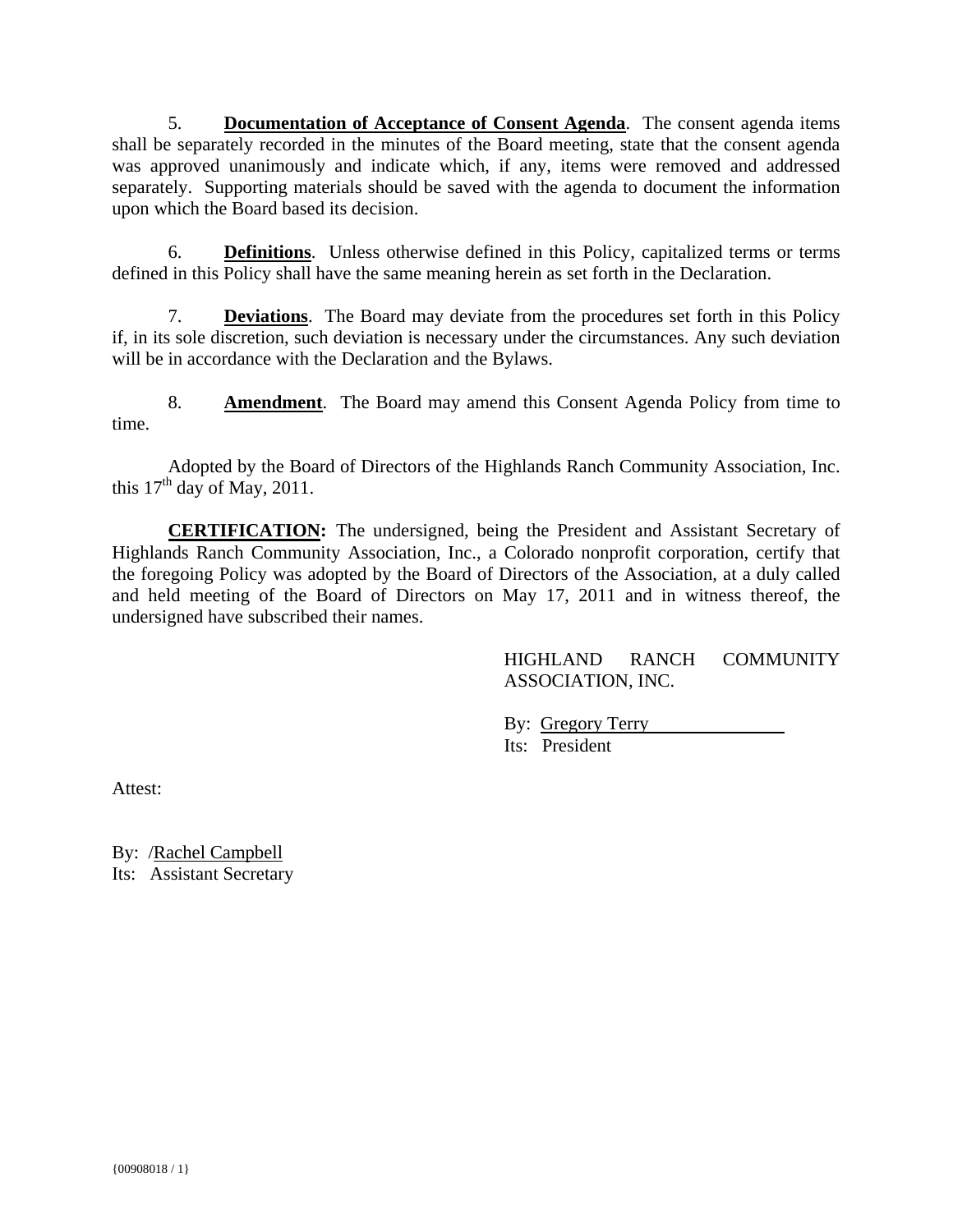5. **Documentation of Acceptance of Consent Agenda**. The consent agenda items shall be separately recorded in the minutes of the Board meeting, state that the consent agenda was approved unanimously and indicate which, if any, items were removed and addressed separately. Supporting materials should be saved with the agenda to document the information upon which the Board based its decision.

6. **Definitions**. Unless otherwise defined in this Policy, capitalized terms or terms defined in this Policy shall have the same meaning herein as set forth in the Declaration.

7. **Deviations**. The Board may deviate from the procedures set forth in this Policy if, in its sole discretion, such deviation is necessary under the circumstances. Any such deviation will be in accordance with the Declaration and the Bylaws.

8. **Amendment**. The Board may amend this Consent Agenda Policy from time to time.

Adopted by the Board of Directors of the Highlands Ranch Community Association, Inc. this 17th day of May, 2011.

**CERTIFICATION:** The undersigned, being the President and Assistant Secretary of Highlands Ranch Community Association, Inc., a Colorado nonprofit corporation, certify that the foregoing Policy was adopted by the Board of Directors of the Association, at a duly called and held meeting of the Board of Directors on May 17, 2011 and in witness thereof, the undersigned have subscribed their names.

HIGHLAND RANCH COMMUNITY ASSOCIATION, INC.

By: Gregory Terry
Its: President

Attest:

By: /Rachel Campbell
Its: Assistant Secretary

{00908018 / 1}